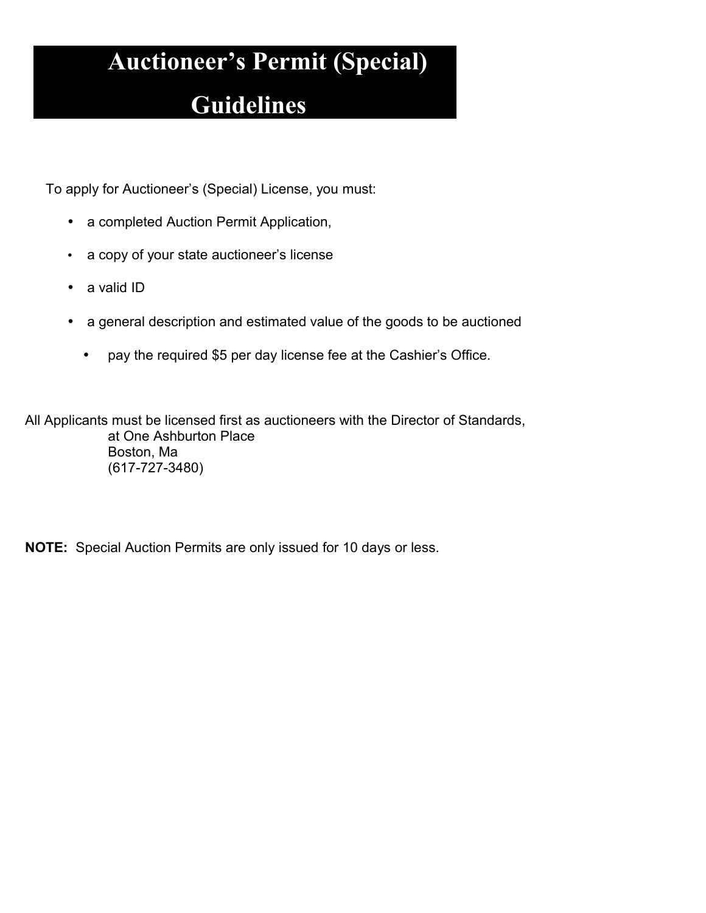# Auctioneer's Permit (Special) Guidelines

To apply for Auctioneer's (Special) License, you must:

- a completed Auction Permit Application,
- a copy of your state auctioneer's license
- a valid ID
- a general description and estimated value of the goods to be auctioned
  - pay the required $5 per day license fee at the Cashier's Office.

All Applicants must be licensed first as auctioneers with the Director of Standards,
at One Ashburton Place
Boston, Ma
(617-727-3480)

**NOTE:** Special Auction Permits are only issued for 10 days or less.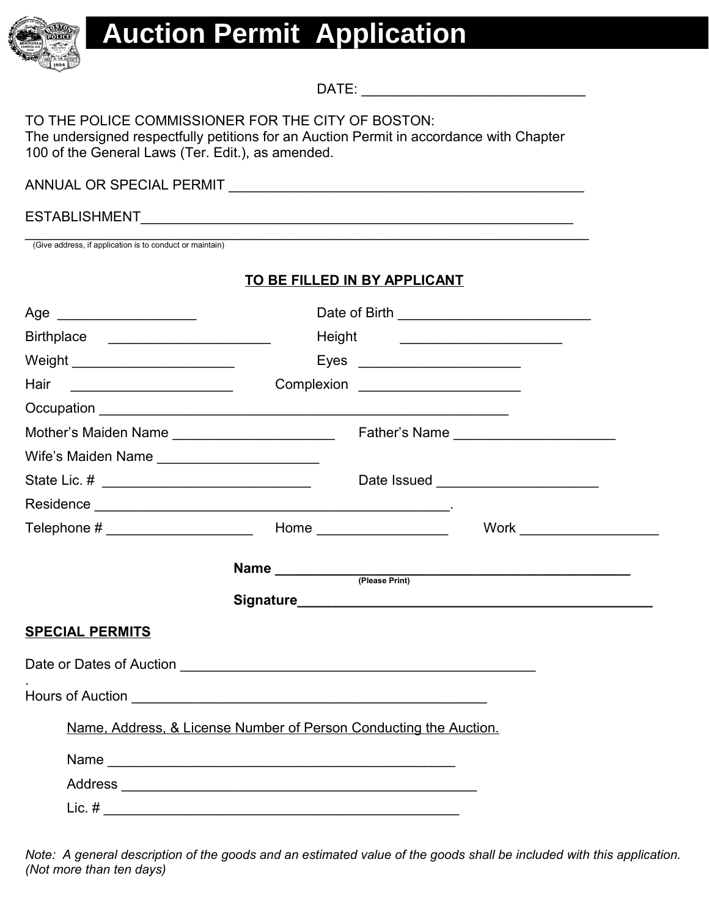# Auction Permit Application

DATE: ____________________________

TO THE POLICE COMMISSIONER FOR THE CITY OF BOSTON:
The undersigned respectfully petitions for an Auction Permit in accordance with Chapter 100 of the General Laws (Ter. Edit.), as amended.

ANNUAL OR SPECIAL PERMIT ____________________________________________

ESTABLISHMENT_______________________________________________________
_______________________________________________________________________
(Give address, if application is to conduct or maintain)

**TO BE FILLED IN BY APPLICANT**

Age _________________ Date of Birth ________________________

Birthplace ____________________ Height ____________________

Weight ____________________ Eyes ____________________

Hair ____________________ Complexion ____________________

Occupation ___________________________________________________

Mother's Maiden Name ____________________ Father's Name ____________________

Wife's Maiden Name ____________________

State Lic. # __________________________ Date Issued ____________________

Residence _____________________________________________.

Telephone # __________________ Home ________________ Work _________________

**Name** _____________________________________________
(Please Print)

**Signature**_____________________________________________

**SPECIAL PERMITS**

Date or Dates of Auction ____________________________________________
.
Hours of Auction ____________________________________________

Name, Address, & License Number of Person Conducting the Auction.

Name ____________________________________________

Address ____________________________________________

Lic. # ____________________________________________

*Note: A general description of the goods and an estimated value of the goods shall be included with this application. (Not more than ten days)*